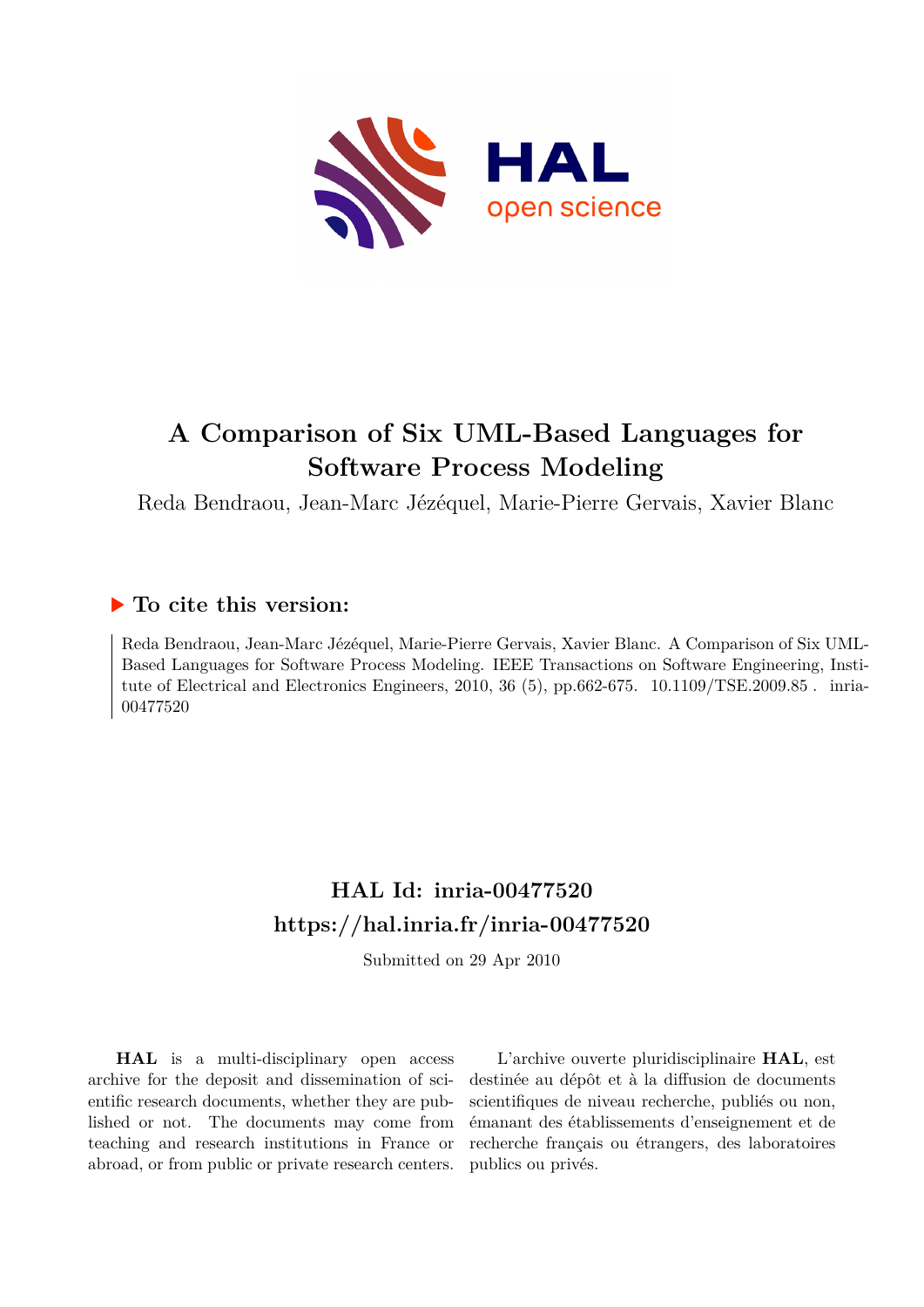# A Comparison of Six UML-Based Languages for Software Process Modeling

Reda Bendraou, Jean-Marc Jézéquel, Marie-Pierre Gervais, Xavier Blanc

## ▶ To cite this version:

Reda Bendraou, Jean-Marc Jézéquel, Marie-Pierre Gervais, Xavier Blanc. A Comparison of Six UML-Based Languages for Software Process Modeling. IEEE Transactions on Software Engineering, Institute of Electrical and Electronics Engineers, 2010, 36 (5), pp.662-675. 10.1109/TSE.2009.85 . inria-00477520

## HAL Id: inria-00477520
## https://hal.inria.fr/inria-00477520

Submitted on 29 Apr 2010

**HAL** is a multi-disciplinary open access archive for the deposit and dissemination of scientific research documents, whether they are published or not. The documents may come from teaching and research institutions in France or abroad, or from public or private research centers.

L'archive ouverte pluridisciplinaire **HAL**, est destinée au dépôt et à la diffusion de documents scientifiques de niveau recherche, publiés ou non, émanant des établissements d'enseignement et de recherche français ou étrangers, des laboratoires publics ou privés.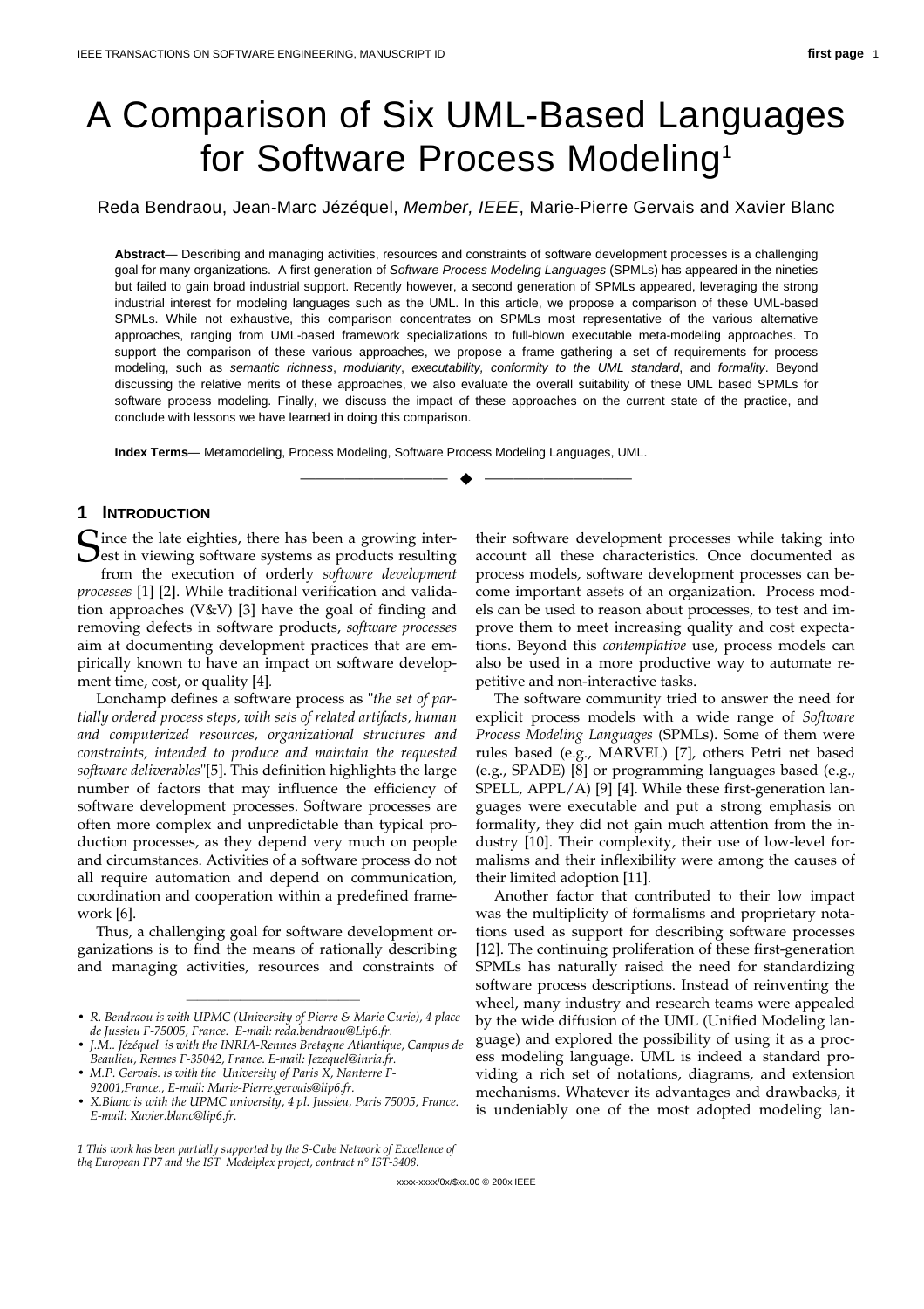# A Comparison of Six UML-Based Languages for Software Process Modeling[1]

Reda Bendraou, Jean-Marc Jézéquel, *Member, IEEE*, Marie-Pierre Gervais and Xavier Blanc

**Abstract**— Describing and managing activities, resources and constraints of software development processes is a challenging goal for many organizations. A first generation of *Software Process Modeling Languages* (SPMLs) has appeared in the nineties but failed to gain broad industrial support. Recently however, a second generation of SPMLs appeared, leveraging the strong industrial interest for modeling languages such as the UML. In this article, we propose a comparison of these UML-based SPMLs. While not exhaustive, this comparison concentrates on SPMLs most representative of the various alternative approaches, ranging from UML-based framework specializations to full-blown executable meta-modeling approaches. To support the comparison of these various approaches, we propose a frame gathering a set of requirements for process modeling, such as *semantic richness*, *modularity*, *executability*, *conformity to the UML standard*, and *formality*. Beyond discussing the relative merits of these approaches, we also evaluate the overall suitability of these UML based SPMLs for software process modeling. Finally, we discuss the impact of these approaches on the current state of the practice, and conclude with lessons we have learned in doing this comparison.

**Index Terms**— Metamodeling, Process Modeling, Software Process Modeling Languages, UML.

## 1 Introduction

Since the late eighties, there has been a growing interest in viewing software systems as products resulting from the execution of orderly *software development processes* [1] [2]. While traditional verification and validation approaches (V&V) [3] have the goal of finding and removing defects in software products, *software processes* aim at documenting development practices that are empirically known to have an impact on software development time, cost, or quality [4].

Lonchamp defines a software process as "*the set of partially ordered process steps, with sets of related artifacts, human and computerized resources, organizational structures and constraints, intended to produce and maintain the requested software deliverables*"[5]. This definition highlights the large number of factors that may influence the efficiency of software development processes. Software processes are often more complex and unpredictable than typical production processes, as they depend very much on people and circumstances. Activities of a software process do not all require automation and depend on communication, coordination and cooperation within a predefined framework [6].

Thus, a challenging goal for software development organizations is to find the means of rationally describing and managing activities, resources and constraints of their software development processes while taking into account all these characteristics. Once documented as process models, software development processes can become important assets of an organization. Process models can be used to reason about processes, to test and improve them to meet increasing quality and cost expectations. Beyond this *contemplative* use, process models can also be used in a more productive way to automate repetitive and non-interactive tasks.

The software community tried to answer the need for explicit process models with a wide range of *Software Process Modeling Languages* (SPMLs). Some of them were rules based (e.g., MARVEL) [7], others Petri net based (e.g., SPADE) [8] or programming languages based (e.g., SPELL, APPL/A) [9] [4]. While these first-generation languages were executable and put a strong emphasis on formality, they did not gain much attention from the industry [10]. Their complexity, their use of low-level formalisms and their inflexibility were among the causes of their limited adoption [11].

Another factor that contributed to their low impact was the multiplicity of formalisms and proprietary notations used as support for describing software processes [12]. The continuing proliferation of these first-generation SPMLs has naturally raised the need for standardizing software process descriptions. Instead of reinventing the wheel, many industry and research teams were appealed by the wide diffusion of the UML (Unified Modeling language) and explored the possibility of using it as a process modeling language. UML is indeed a standard providing a rich set of notations, diagrams, and extension mechanisms. Whatever its advantages and drawbacks, it is undeniably one of the most adopted modeling lan-

- *R. Bendraou is with UPMC (University of Pierre & Marie Curie), 4 place de Jussieu F-75005, France. E-mail: reda.bendraou@Lip6.fr.*
- *J.M.. Jézéquel is with the INRIA-Rennes Bretagne Atlantique, Campus de Beaulieu, Rennes F-35042, France. E-mail: Jezequel@inria.fr.*
- *M.P. Gervais. is with the University of Paris X, Nanterre F-92001,France., E-mail: Marie-Pierre.gervais@lip6.fr.*
- *X.Blanc is with the UPMC university, 4 pl. Jussieu, Paris 75005, France. E-mail: Xavier.blanc@lip6.fr.*

1 This work has been partially supported by the S-Cube Network of Excellence of the European FP7 and the IST Modelplex project, contract n° IST-3408.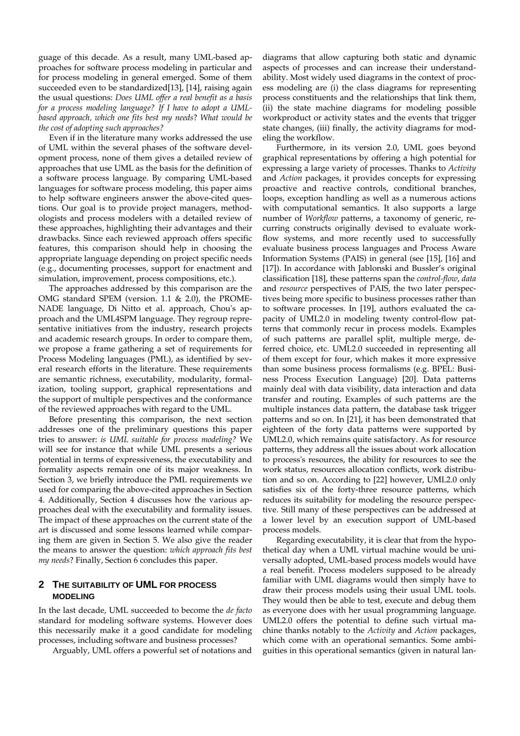guage of this decade. As a result, many UML-based approaches for software process modeling in particular and for process modeling in general emerged. Some of them succeeded even to be standardized[13], [14], raising again the usual questions: *Does UML offer a real benefit as a basis for a process modeling language? If I have to adopt a UML-based approach, which one fits best my needs? What would be the cost of adopting such approaches?*

Even if in the literature many works addressed the use of UML within the several phases of the software development process, none of them gives a detailed review of approaches that use UML as the basis for the definition of a software process language. By comparing UML-based languages for software process modeling, this paper aims to help software engineers answer the above-cited questions. Our goal is to provide project managers, methodologists and process modelers with a detailed review of these approaches, highlighting their advantages and their drawbacks. Since each reviewed approach offers specific features, this comparison should help in choosing the appropriate language depending on project specific needs (e.g., documenting processes, support for enactment and simulation, improvement, process compositions, etc.).

The approaches addressed by this comparison are the OMG standard SPEM (version. 1.1 & 2.0), the PROMENADE language, Di Nitto et al. approach, Chou's approach and the UML4SPM language. They regroup representative initiatives from the industry, research projects and academic research groups. In order to compare them, we propose a frame gathering a set of requirements for Process Modeling languages (PML), as identified by several research efforts in the literature. These requirements are semantic richness, executability, modularity, formalization, tooling support, graphical representations and the support of multiple perspectives and the conformance of the reviewed approaches with regard to the UML.

Before presenting this comparison, the next section addresses one of the preliminary questions this paper tries to answer: *is UML suitable for process modeling?* We will see for instance that while UML presents a serious potential in terms of expressiveness, the executability and formality aspects remain one of its major weakness. In Section 3, we briefly introduce the PML requirements we used for comparing the above-cited approaches in Section 4. Additionally, Section 4 discusses how the various approaches deal with the executability and formality issues. The impact of these approaches on the current state of the art is discussed and some lessons learned while comparing them are given in Section 5. We also give the reader the means to answer the question: *which approach fits best my needs*? Finally, Section 6 concludes this paper.

## 2 The Suitability of UML for Process Modeling

In the last decade, UML succeeded to become the *de facto* standard for modeling software systems. However does this necessarily make it a good candidate for modeling processes, including software and business processes?

Arguably, UML offers a powerful set of notations and diagrams that allow capturing both static and dynamic aspects of processes and can increase their understandability. Most widely used diagrams in the context of process modeling are (i) the class diagrams for representing process constituents and the relationships that link them, (ii) the state machine diagrams for modeling possible workproduct or activity states and the events that trigger state changes, (iii) finally, the activity diagrams for modeling the workflow.

Furthermore, in its version 2.0, UML goes beyond graphical representations by offering a high potential for expressing a large variety of processes. Thanks to *Activity* and *Action* packages, it provides concepts for expressing proactive and reactive controls, conditional branches, loops, exception handling as well as a numerous actions with computational semantics. It also supports a large number of *Workflow* patterns, a taxonomy of generic, recurring constructs originally devised to evaluate workflow systems, and more recently used to successfully evaluate business process languages and Process Aware Information Systems (PAIS) in general (see [15], [16] and [17]). In accordance with Jablonski and Bussler's original classification [18], these patterns span the *control-flow*, *data* and *resource* perspectives of PAIS, the two later perspectives being more specific to business processes rather than to software processes. In [19], authors evaluated the capacity of UML2.0 in modeling twenty control-flow patterns that commonly recur in process models. Examples of such patterns are parallel split, multiple merge, deferred choice, etc. UML2.0 succeeded in representing all of them except for four, which makes it more expressive than some business process formalisms (e.g. BPEL: Business Process Execution Language) [20]. Data patterns mainly deal with data visibility, data interaction and data transfer and routing. Examples of such patterns are the multiple instances data pattern, the database task trigger patterns and so on. In [21], it has been demonstrated that eighteen of the forty data patterns were supported by UML2.0, which remains quite satisfactory. As for resource patterns, they address all the issues about work allocation to process's resources, the ability for resources to see the work status, resources allocation conflicts, work distribution and so on. According to [22] however, UML2.0 only satisfies six of the forty-three resource patterns, which reduces its suitability for modeling the resource perspective. Still many of these perspectives can be addressed at a lower level by an execution support of UML-based process models.

Regarding executability, it is clear that from the hypothetical day when a UML virtual machine would be universally adopted, UML-based process models would have a real benefit. Process modelers supposed to be already familiar with UML diagrams would then simply have to draw their process models using their usual UML tools. They would then be able to test, execute and debug them as everyone does with her usual programming language. UML2.0 offers the potential to define such virtual machine thanks notably to the *Activity* and *Action* packages, which come with an operational semantics. Some ambiguities in this operational semantics (given in natural lan-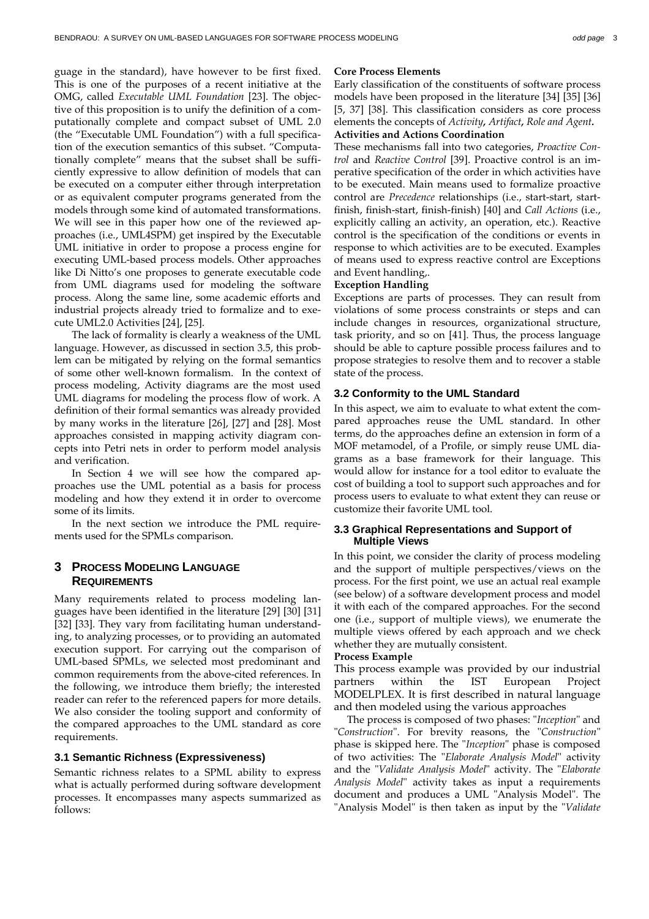guage in the standard), have however to be first fixed. This is one of the purposes of a recent initiative at the OMG, called *Executable UML Foundation* [23]. The objective of this proposition is to unify the definition of a computationally complete and compact subset of UML 2.0 (the "Executable UML Foundation") with a full specification of the execution semantics of this subset. "Computationally complete" means that the subset shall be sufficiently expressive to allow definition of models that can be executed on a computer either through interpretation or as equivalent computer programs generated from the models through some kind of automated transformations. We will see in this paper how one of the reviewed approaches (i.e., UML4SPM) get inspired by the Executable UML initiative in order to propose a process engine for executing UML-based process models. Other approaches like Di Nitto's one proposes to generate executable code from UML diagrams used for modeling the software process. Along the same line, some academic efforts and industrial projects already tried to formalize and to execute UML2.0 Activities [24], [25].

The lack of formality is clearly a weakness of the UML language. However, as discussed in section 3.5, this problem can be mitigated by relying on the formal semantics of some other well-known formalism. In the context of process modeling, Activity diagrams are the most used UML diagrams for modeling the process flow of work. A definition of their formal semantics was already provided by many works in the literature [26], [27] and [28]. Most approaches consisted in mapping activity diagram concepts into Petri nets in order to perform model analysis and verification.

In Section 4 we will see how the compared approaches use the UML potential as a basis for process modeling and how they extend it in order to overcome some of its limits.

In the next section we introduce the PML requirements used for the SPMLs comparison.

## 3 Process Modeling Language Requirements

Many requirements related to process modeling languages have been identified in the literature [29] [30] [31] [32] [33]. They vary from facilitating human understanding, to analyzing processes, or to providing an automated execution support. For carrying out the comparison of UML-based SPMLs, we selected most predominant and common requirements from the above-cited references. In the following, we introduce them briefly; the interested reader can refer to the referenced papers for more details. We also consider the tooling support and conformity of the compared approaches to the UML standard as core requirements.

### 3.1 Semantic Richness (Expressiveness)

Semantic richness relates to a SPML ability to express what is actually performed during software development processes. It encompasses many aspects summarized as follows:

**Core Process Elements**

Early classification of the constituents of software process models have been proposed in the literature [34] [35] [36] [5, 37] [38]. This classification considers as core process elements the concepts of ***Activity*, *Artifact*, *Role and Agent*.**

**Activities and Actions Coordination**

These mechanisms fall into two categories, *Proactive Control* and *Reactive Control* [39]. Proactive control is an imperative specification of the order in which activities have to be executed. Main means used to formalize proactive control are *Precedence* relationships (i.e., start-start, start-finish, finish-start, finish-finish) [40] and *Call Actions* (i.e., explicitly calling an activity, an operation, etc.). Reactive control is the specification of the conditions or events in response to which activities are to be executed. Examples of means used to express reactive control are Exceptions and Event handling,.

**Exception Handling**

Exceptions are parts of processes. They can result from violations of some process constraints or steps and can include changes in resources, organizational structure, task priority, and so on [41]. Thus, the process language should be able to capture possible process failures and to propose strategies to resolve them and to recover a stable state of the process.

### 3.2 Conformity to the UML Standard

In this aspect, we aim to evaluate to what extent the compared approaches reuse the UML standard. In other terms, do the approaches define an extension in form of a MOF metamodel, of a Profile, or simply reuse UML diagrams as a base framework for their language. This would allow for instance for a tool editor to evaluate the cost of building a tool to support such approaches and for process users to evaluate to what extent they can reuse or customize their favorite UML tool.

### 3.3 Graphical Representations and Support of Multiple Views

In this point, we consider the clarity of process modeling and the support of multiple perspectives/views on the process. For the first point, we use an actual real example (see below) of a software development process and model it with each of the compared approaches. For the second one (i.e., support of multiple views), we enumerate the multiple views offered by each approach and we check whether they are mutually consistent.

**Process Example**

This process example was provided by our industrial partners within the IST European Project MODELPLEX. It is first described in natural language and then modeled using the various approaches

The process is composed of two phases: "*Inception*" and "*Construction*". For brevity reasons, the "*Construction*" phase is skipped here. The "*Inception*" phase is composed of two activities: The "*Elaborate Analysis Model*" activity and the "*Validate Analysis Model*" activity. The "*Elaborate Analysis Model*" activity takes as input a requirements document and produces a UML "Analysis Model". The "Analysis Model" is then taken as input by the "*Validate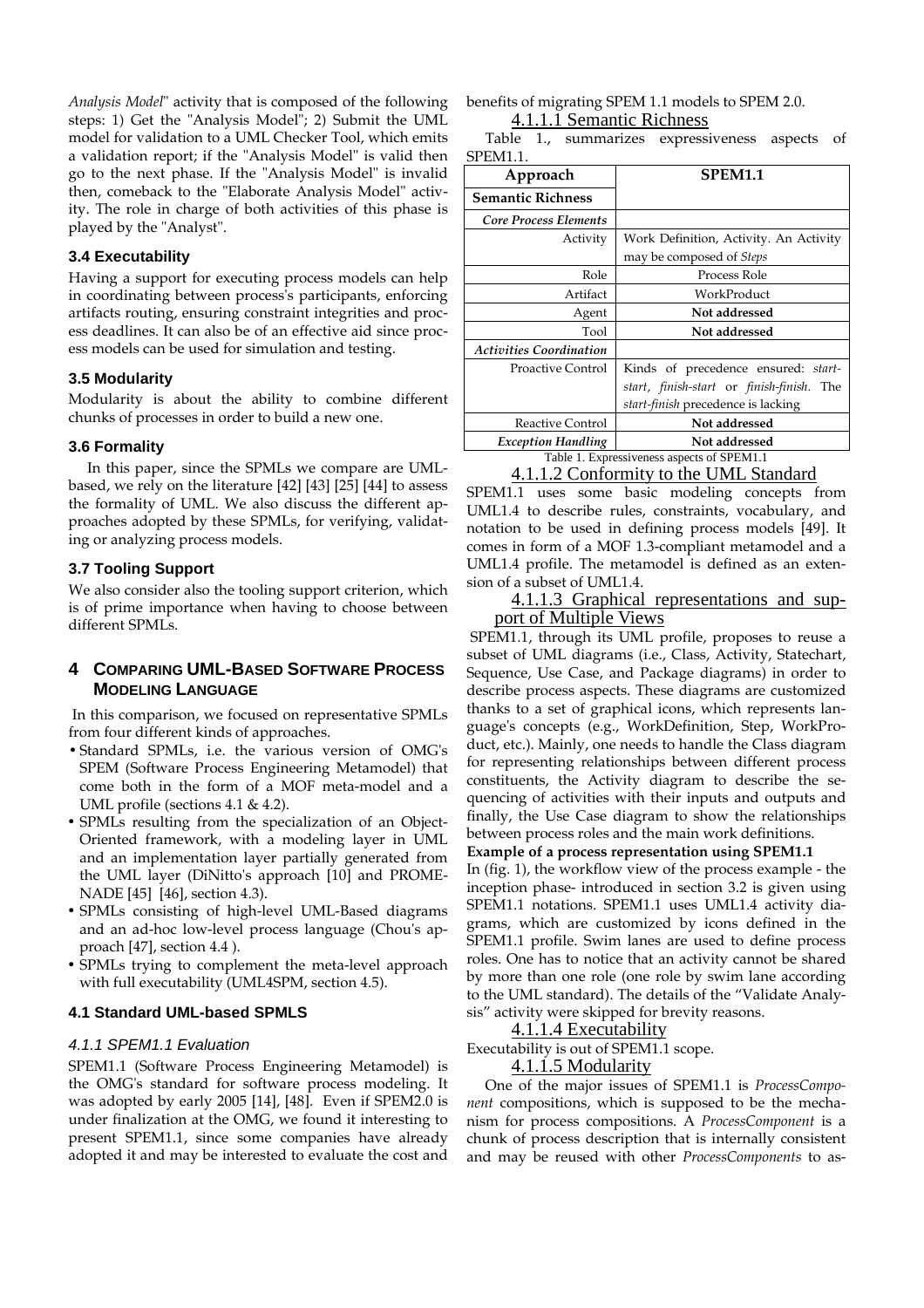*Analysis Model*" activity that is composed of the following steps: 1) Get the "Analysis Model"; 2) Submit the UML model for validation to a UML Checker Tool, which emits a validation report; if the "Analysis Model" is valid then go to the next phase. If the "Analysis Model" is invalid then, comeback to the "Elaborate Analysis Model" activity. The role in charge of both activities of this phase is played by the "Analyst".

### 3.4 Executability

Having a support for executing process models can help in coordinating between process's participants, enforcing artifacts routing, ensuring constraint integrities and process deadlines. It can also be of an effective aid since process models can be used for simulation and testing.

### 3.5 Modularity

Modularity is about the ability to combine different chunks of processes in order to build a new one.

### 3.6 Formality

In this paper, since the SPMLs we compare are UML-based, we rely on the literature [42] [43] [25] [44] to assess the formality of UML. We also discuss the different approaches adopted by these SPMLs, for verifying, validating or analyzing process models.

### 3.7 Tooling Support

We also consider also the tooling support criterion, which is of prime importance when having to choose between different SPMLs.

## 4 Comparing UML-Based Software Process Modeling Language

In this comparison, we focused on representative SPMLs from four different kinds of approaches.

- Standard SPMLs, i.e. the various version of OMG's SPEM (Software Process Engineering Metamodel) that come both in the form of a MOF meta-model and a UML profile (sections 4.1 & 4.2).
- SPMLs resulting from the specialization of an Object-Oriented framework, with a modeling layer in UML and an implementation layer partially generated from the UML layer (DiNitto's approach [10] and PROMENADE [45] [46], section 4.3).
- SPMLs consisting of high-level UML-Based diagrams and an ad-hoc low-level process language (Chou's approach [47], section 4.4 ).
- SPMLs trying to complement the meta-level approach with full executability (UML4SPM, section 4.5).

### 4.1 Standard UML-based SPMLS

#### *4.1.1 SPEM1.1 Evaluation*

SPEM1.1 (Software Process Engineering Metamodel) is the OMG's standard for software process modeling. It was adopted by early 2005 [14], [48]. Even if SPEM2.0 is under finalization at the OMG, we found it interesting to present SPEM1.1, since some companies have already adopted it and may be interested to evaluate the cost and benefits of migrating SPEM 1.1 models to SPEM 2.0.

##### 4.1.1.1 Semantic Richness

Table 1., summarizes expressiveness aspects of SPEM1.1.

| Approach | SPEM1.1 |
|---|---|
| **Semantic Richness** | |
| *Core Process Elements* | |
| Activity | Work Definition, Activity. An Activity may be composed of *Steps* |
| Role | Process Role |
| Artifact | WorkProduct |
| Agent | **Not addressed** |
| Tool | **Not addressed** |
| *Activities Coordination* | |
| Proactive Control | Kinds of precedence ensured: *start-start*, *finish-start* or *finish-finish*. The *start-finish* precedence is lacking |
| Reactive Control | **Not addressed** |
| *Exception Handling* | **Not addressed** |

Table 1. Expressiveness aspects of SPEM1.1

##### 4.1.1.2 Conformity to the UML Standard

SPEM1.1 uses some basic modeling concepts from UML1.4 to describe rules, constraints, vocabulary, and notation to be used in defining process models [49]. It comes in form of a MOF 1.3-compliant metamodel and a UML1.4 profile. The metamodel is defined as an extension of a subset of UML1.4.

##### 4.1.1.3 Graphical representations and support of Multiple Views

SPEM1.1, through its UML profile, proposes to reuse a subset of UML diagrams (i.e., Class, Activity, Statechart, Sequence, Use Case, and Package diagrams) in order to describe process aspects. These diagrams are customized thanks to a set of graphical icons, which represents language's concepts (e.g., WorkDefinition, Step, WorkProduct, etc.). Mainly, one needs to handle the Class diagram for representing relationships between different process constituents, the Activity diagram to describe the sequencing of activities with their inputs and outputs and finally, the Use Case diagram to show the relationships between process roles and the main work definitions.

**Example of a process representation using SPEM1.1**

In (fig. 1), the workflow view of the process example - the inception phase- introduced in section 3.2 is given using SPEM1.1 notations. SPEM1.1 uses UML1.4 activity diagrams, which are customized by icons defined in the SPEM1.1 profile. Swim lanes are used to define process roles. One has to notice that an activity cannot be shared by more than one role (one role by swim lane according to the UML standard). The details of the "Validate Analysis" activity were skipped for brevity reasons.

##### 4.1.1.4 Executability

Executability is out of SPEM1.1 scope.

##### 4.1.1.5 Modularity

One of the major issues of SPEM1.1 is *ProcessComponent* compositions, which is supposed to be the mechanism for process compositions. A *ProcessComponent* is a chunk of process description that is internally consistent and may be reused with other *ProcessComponents* to as-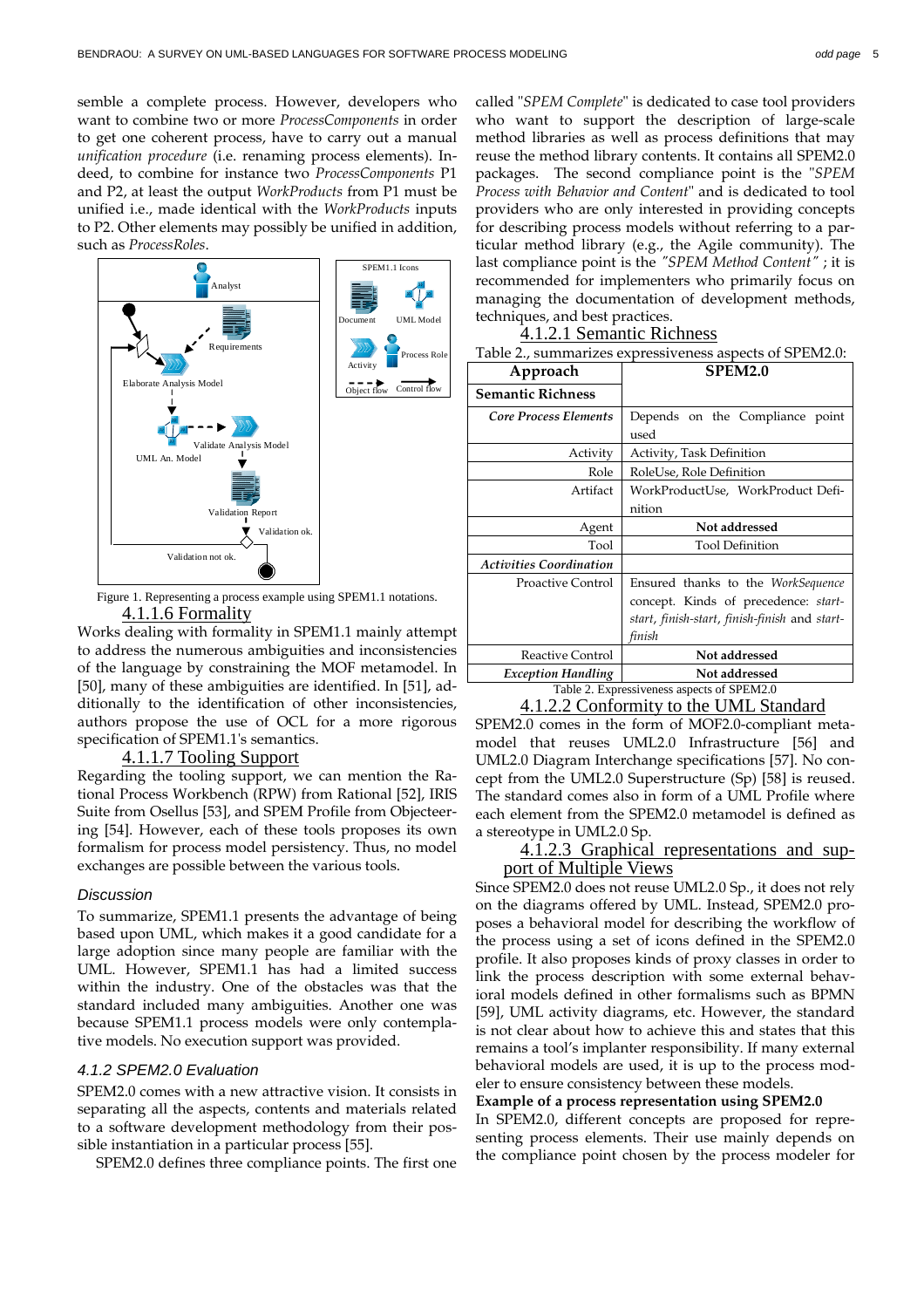semble a complete process. However, developers who want to combine two or more *ProcessComponents* in order to get one coherent process, have to carry out a manual *unification procedure* (i.e. renaming process elements). Indeed, to combine for instance two *ProcessComponents* P1 and P2, at least the output *WorkProducts* from P1 must be unified i.e., made identical with the *WorkProducts* inputs to P2. Other elements may possibly be unified in addition, such as *ProcessRoles*.

Figure 1. Representing a process example using SPEM1.1 notations.

#### 4.1.1.6 Formality

Works dealing with formality in SPEM1.1 mainly attempt to address the numerous ambiguities and inconsistencies of the language by constraining the MOF metamodel. In [50], many of these ambiguities are identified. In [51], additionally to the identification of other inconsistencies, authors propose the use of OCL for a more rigorous specification of SPEM1.1's semantics.

#### 4.1.1.7 Tooling Support

Regarding the tooling support, we can mention the Rational Process Workbench (RPW) from Rational [52], IRIS Suite from Osellus [53], and SPEM Profile from Objecteering [54]. However, each of these tools proposes its own formalism for process model persistency. Thus, no model exchanges are possible between the various tools.

*Discussion*

To summarize, SPEM1.1 presents the advantage of being based upon UML, which makes it a good candidate for a large adoption since many people are familiar with the UML. However, SPEM1.1 has had a limited success within the industry. One of the obstacles was that the standard included many ambiguities. Another one was because SPEM1.1 process models were only contemplative models. No execution support was provided.

### *4.1.2 SPEM2.0 Evaluation*

SPEM2.0 comes with a new attractive vision. It consists in separating all the aspects, contents and materials related to a software development methodology from their possible instantiation in a particular process [55].

SPEM2.0 defines three compliance points. The first one called "*SPEM Complete*" is dedicated to case tool providers who want to support the description of large-scale method libraries as well as process definitions that may reuse the method library contents. It contains all SPEM2.0 packages. The second compliance point is the "*SPEM Process with Behavior and Content*" and is dedicated to tool providers who are only interested in providing concepts for describing process models without referring to a particular method library (e.g., the Agile community). The last compliance point is the *"SPEM Method Content"*; it is recommended for implementers who primarily focus on managing the documentation of development methods, techniques, and best practices.

#### 4.1.2.1 Semantic Richness

Table 2., summarizes expressiveness aspects of SPEM2.0:

| Approach | SPEM2.0 |
|---|---|
| **Semantic Richness** | |
| *Core Process Elements* | Depends on the Compliance point used |
| Activity | Activity, Task Definition |
| Role | RoleUse, Role Definition |
| Artifact | WorkProductUse, WorkProduct Definition |
| Agent | **Not addressed** |
| Tool | Tool Definition |
| *Activities Coordination* | |
| Proactive Control | Ensured thanks to the *WorkSequence* concept. Kinds of precedence: *start-start*, *finish-start*, *finish-finish* and *start-finish* |
| Reactive Control | **Not addressed** |
| *Exception Handling* | **Not addressed** |

Table 2. Expressiveness aspects of SPEM2.0

#### 4.1.2.2 Conformity to the UML Standard

SPEM2.0 comes in the form of MOF2.0-compliant metamodel that reuses UML2.0 Infrastructure [56] and UML2.0 Diagram Interchange specifications [57]. No concept from the UML2.0 Superstructure (Sp) [58] is reused. The standard comes also in form of a UML Profile where each element from the SPEM2.0 metamodel is defined as a stereotype in UML2.0 Sp.

#### 4.1.2.3 Graphical representations and support of Multiple Views

Since SPEM2.0 does not reuse UML2.0 Sp., it does not rely on the diagrams offered by UML. Instead, SPEM2.0 proposes a behavioral model for describing the workflow of the process using a set of icons defined in the SPEM2.0 profile. It also proposes kinds of proxy classes in order to link the process description with some external behavioral models defined in other formalisms such as BPMN [59], UML activity diagrams, etc. However, the standard is not clear about how to achieve this and states that this remains a tool's implanter responsibility. If many external behavioral models are used, it is up to the process modeler to ensure consistency between these models.

**Example of a process representation using SPEM2.0**

In SPEM2.0, different concepts are proposed for representing process elements. Their use mainly depends on the compliance point chosen by the process modeler for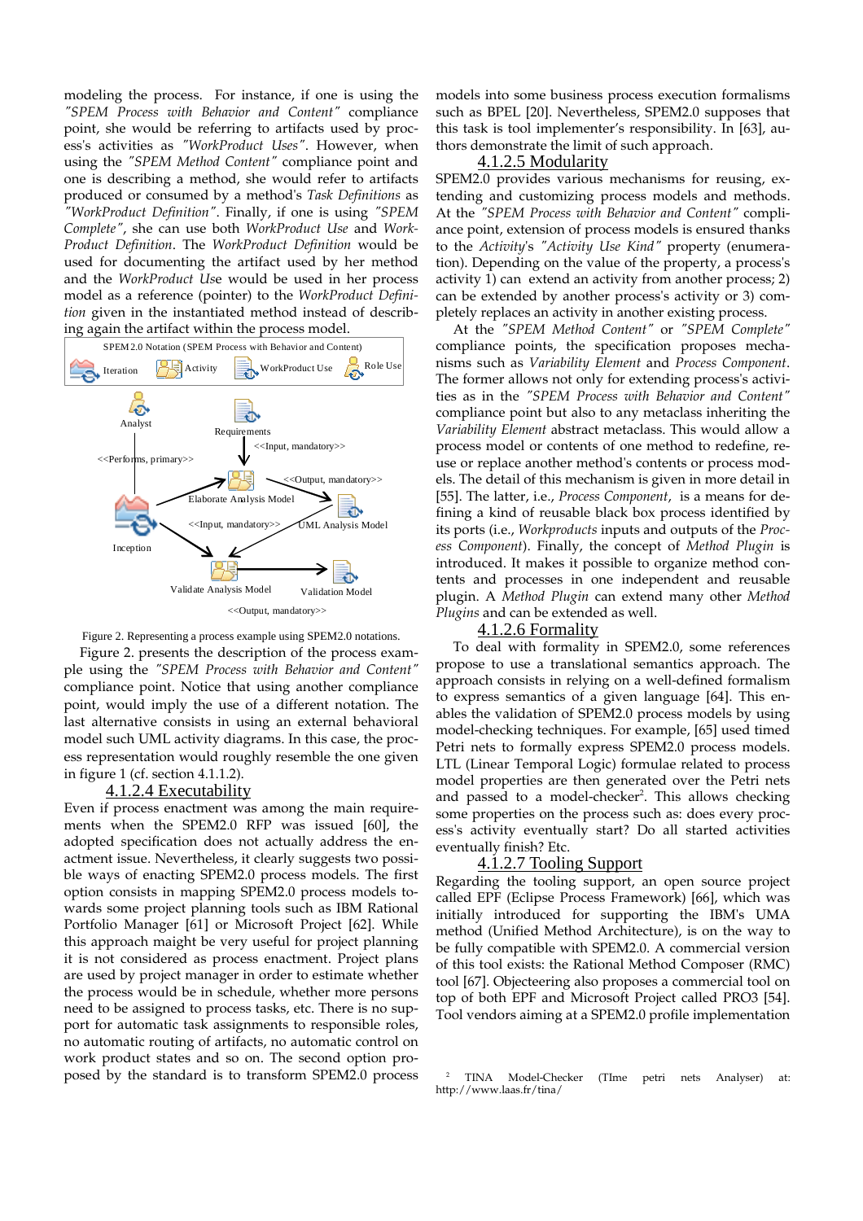modeling the process. For instance, if one is using the *"SPEM Process with Behavior and Content"* compliance point, she would be referring to artifacts used by process's activities as *"WorkProduct Uses"*. However, when using the *"SPEM Method Content"* compliance point and one is describing a method, she would refer to artifacts produced or consumed by a method's *Task Definitions* as *"WorkProduct Definition"*. Finally, if one is using *"SPEM Complete"*, she can use both *WorkProduct Use* and *WorkProduct Definition*. The *WorkProduct Definition* would be used for documenting the artifact used by her method and the *WorkProduct Use* would be used in her process model as a reference (pointer) to the *WorkProduct Definition* given in the instantiated method instead of describing again the artifact within the process model.

Figure 2. Representing a process example using SPEM2.0 notations.

Figure 2. presents the description of the process example using the *"SPEM Process with Behavior and Content"* compliance point. Notice that using another compliance point, would imply the use of a different notation. The last alternative consists in using an external behavioral model such UML activity diagrams. In this case, the process representation would roughly resemble the one given in figure 1 (cf. section 4.1.1.2).

#### 4.1.2.4 Executability

Even if process enactment was among the main requirements when the SPEM2.0 RFP was issued [60], the adopted specification does not actually address the enactment issue. Nevertheless, it clearly suggests two possible ways of enacting SPEM2.0 process models. The first option consists in mapping SPEM2.0 process models towards some project planning tools such as IBM Rational Portfolio Manager [61] or Microsoft Project [62]. While this approach maight be very useful for project planning it is not considered as process enactment. Project plans are used by project manager in order to estimate whether the process would be in schedule, whether more persons need to be assigned to process tasks, etc. There is no support for automatic task assignments to responsible roles, no automatic routing of artifacts, no automatic control on work product states and so on. The second option proposed by the standard is to transform SPEM2.0 process models into some business process execution formalisms such as BPEL [20]. Nevertheless, SPEM2.0 supposes that this task is tool implementer's responsibility. In [63], authors demonstrate the limit of such approach.

#### 4.1.2.5 Modularity

SPEM2.0 provides various mechanisms for reusing, extending and customizing process models and methods. At the *"SPEM Process with Behavior and Content"* compliance point, extension of process models is ensured thanks to the *Activity*'s *"Activity Use Kind"* property (enumeration). Depending on the value of the property, a process's activity 1) can extend an activity from another process; 2) can be extended by another process's activity or 3) completely replaces an activity in another existing process.

At the *"SPEM Method Content"* or *"SPEM Complete"* compliance points, the specification proposes mechanisms such as *Variability Element* and *Process Component*. The former allows not only for extending process's activities as in the *"SPEM Process with Behavior and Content"* compliance point but also to any metaclass inheriting the *Variability Element* abstract metaclass. This would allow a process model or contents of one method to redefine, reuse or replace another method's contents or process models. The detail of this mechanism is given in more detail in [55]. The latter, i.e., *Process Component*, is a means for defining a kind of reusable black box process identified by its ports (i.e., *Workproducts* inputs and outputs of the *Process Component*). Finally, the concept of *Method Plugin* is introduced. It makes it possible to organize method contents and processes in one independent and reusable plugin. A *Method Plugin* can extend many other *Method Plugins* and can be extended as well.

#### 4.1.2.6 Formality

To deal with formality in SPEM2.0, some references propose to use a translational semantics approach. The approach consists in relying on a well-defined formalism to express semantics of a given language [64]. This enables the validation of SPEM2.0 process models by using model-checking techniques. For example, [65] used timed Petri nets to formally express SPEM2.0 process models. LTL (Linear Temporal Logic) formulae related to process model properties are then generated over the Petri nets and passed to a model-checker[2]. This allows checking some properties on the process such as: does every process's activity eventually start? Do all started activities eventually finish? Etc.

#### 4.1.2.7 Tooling Support

Regarding the tooling support, an open source project called EPF (Eclipse Process Framework) [66], which was initially introduced for supporting the IBM's UMA method (Unified Method Architecture), is on the way to be fully compatible with SPEM2.0. A commercial version of this tool exists: the Rational Method Composer (RMC) tool [67]. Objecteering also proposes a commercial tool on top of both EPF and Microsoft Project called PRO3 [54]. Tool vendors aiming at a SPEM2.0 profile implementation

[2] TINA Model-Checker (TIme petri nets Analyser) at: http://www.laas.fr/tina/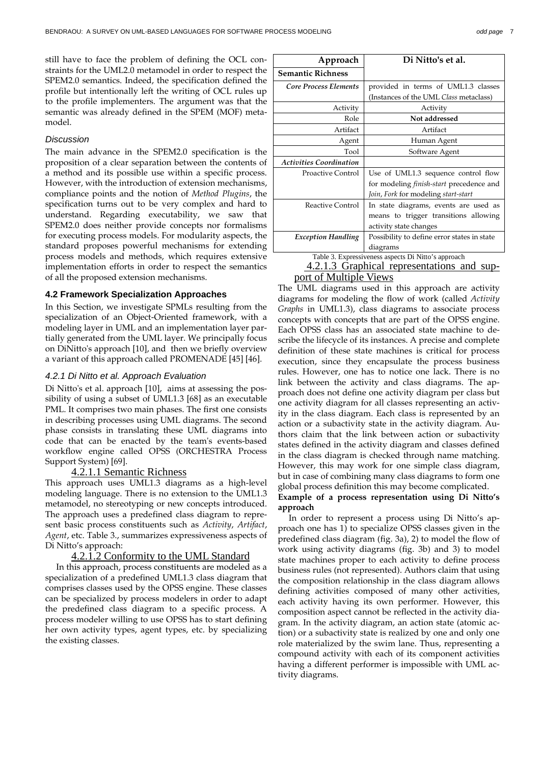still have to face the problem of defining the OCL constraints for the UML2.0 metamodel in order to respect the SPEM2.0 semantics. Indeed, the specification defined the profile but intentionally left the writing of OCL rules up to the profile implementers. The argument was that the semantic was already defined in the SPEM (MOF) metamodel.

#### *Discussion*

The main advance in the SPEM2.0 specification is the proposition of a clear separation between the contents of a method and its possible use within a specific process. However, with the introduction of extension mechanisms, compliance points and the notion of *Method Plugins*, the specification turns out to be very complex and hard to understand. Regarding executability, we saw that SPEM2.0 does neither provide concepts nor formalisms for executing process models. For modularity aspects, the standard proposes powerful mechanisms for extending process models and methods, which requires extensive implementation efforts in order to respect the semantics of all the proposed extension mechanisms.

### 4.2 Framework Specialization Approaches

In this Section, we investigate SPMLs resulting from the specialization of an Object-Oriented framework, with a modeling layer in UML and an implementation layer partially generated from the UML layer. We principally focus on DiNitto's approach [10], and then we briefly overview a variant of this approach called PROMENADE [45] [46].

#### *4.2.1 Di Nitto et al. Approach Evaluation*

Di Nitto's et al. approach [10], aims at assessing the possibility of using a subset of UML1.3 [68] as an executable PML. It comprises two main phases. The first one consists in describing processes using UML diagrams. The second phase consists in translating these UML diagrams into code that can be enacted by the team's events-based workflow engine called OPSS (ORCHESTRA Process Support System) [69].

##### 4.2.1.1 Semantic Richness

This approach uses UML1.3 diagrams as a high-level modeling language. There is no extension to the UML1.3 metamodel, no stereotyping or new concepts introduced. The approach uses a predefined class diagram to represent basic process constituents such as *Activity*, *Artifact*, *Agent*, etc. Table 3., summarizes expressiveness aspects of Di Nitto's approach:

| Approach | Di Nitto's et al. |
|---|---|
| **Semantic Richness** | |
| *Core Process Elements* | provided in terms of UML1.3 classes (Instances of the UML *Class* metaclass) |
| Activity | Activity |
| Role | **Not addressed** |
| Artifact | Artifact |
| Agent | Human Agent |
| Tool | Software Agent |
| *Activities Coordination* | |
| Proactive Control | Use of UML1.3 sequence control flow for modeling *finish-start* precedence and *Join*, *Fork* for modeling *start-start* |
| Reactive Control | In state diagrams, events are used as means to trigger transitions allowing activity state changes |
| *Exception Handling* | Possibility to define error states in state diagrams |

Table 3. Expressiveness aspects Di Nitto's approach

##### 4.2.1.2 Conformity to the UML Standard

In this approach, process constituents are modeled as a specialization of a predefined UML1.3 class diagram that comprises classes used by the OPSS engine. These classes can be specialized by process modelers in order to adapt the predefined class diagram to a specific process. A process modeler willing to use OPSS has to start defining her own activity types, agent types, etc. by specializing the existing classes.

##### 4.2.1.3 Graphical representations and support of Multiple Views

The UML diagrams used in this approach are activity diagrams for modeling the flow of work (called *Activity Graphs* in UML1.3), class diagrams to associate process concepts with concepts that are part of the OPSS engine. Each OPSS class has an associated state machine to describe the lifecycle of its instances. A precise and complete definition of these state machines is critical for process execution, since they encapsulate the process business rules. However, one has to notice one lack. There is no link between the activity and class diagrams. The approach does not define one activity diagram per class but one activity diagram for all classes representing an activity in the class diagram. Each class is represented by an action or a subactivity state in the activity diagram. Authors claim that the link between action or subactivity states defined in the activity diagram and classes defined in the class diagram is checked through name matching. However, this may work for one simple class diagram, but in case of combining many class diagrams to form one global process definition this may become complicated.

**Example of a process representation using Di Nitto's approach**

In order to represent a process using Di Nitto's approach one has 1) to specialize OPSS classes given in the predefined class diagram (fig. 3a), 2) to model the flow of work using activity diagrams (fig. 3b) and 3) to model state machines proper to each activity to define process business rules (not represented). Authors claim that using the composition relationship in the class diagram allows defining activities composed of many other activities, each activity having its own performer. However, this composition aspect cannot be reflected in the activity diagram. In the activity diagram, an action state (atomic action) or a subactivity state is realized by one and only one role materialized by the swim lane. Thus, representing a compound activity with each of its component activities having a different performer is impossible with UML activity diagrams.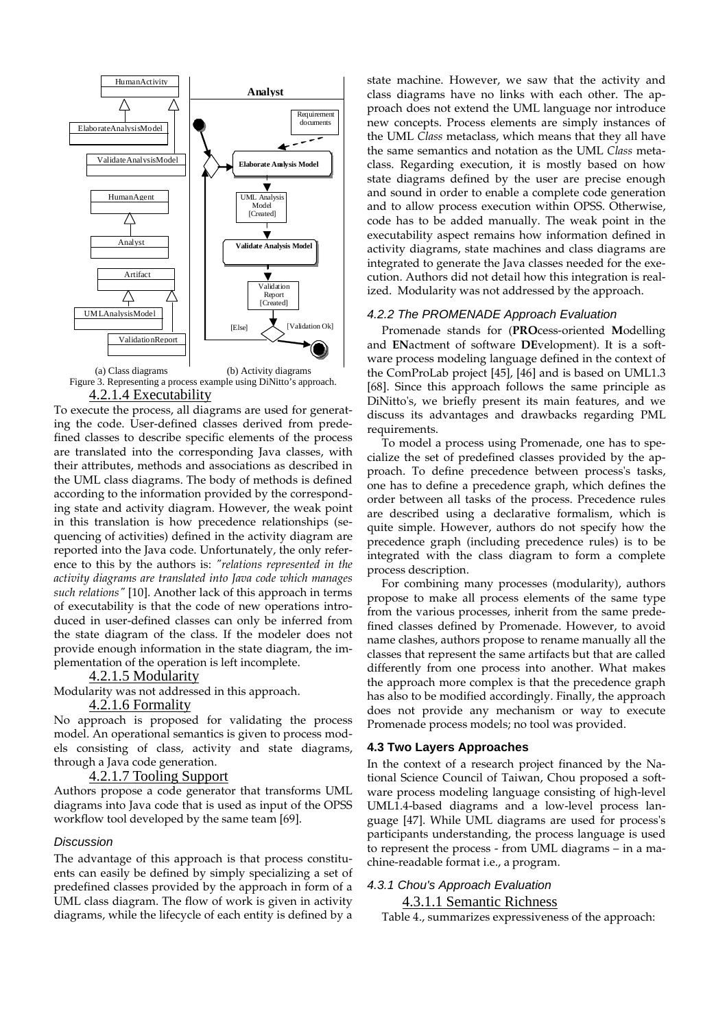Figure 3. Representing a process example using DiNitto's approach.

(a) Class diagrams (b) Activity diagrams

#### 4.2.1.4 Executability

To execute the process, all diagrams are used for generating the code. User-defined classes derived from predefined classes to describe specific elements of the process are translated into the corresponding Java classes, with their attributes, methods and associations as described in the UML class diagrams. The body of methods is defined according to the information provided by the corresponding state and activity diagram. However, the weak point in this translation is how precedence relationships (sequencing of activities) defined in the activity diagram are reported into the Java code. Unfortunately, the only reference to this by the authors is: *"relations represented in the activity diagrams are translated into Java code which manages such relations"* [10]. Another lack of this approach in terms of executability is that the code of new operations introduced in user-defined classes can only be inferred from the state diagram of the class. If the modeler does not provide enough information in the state diagram, the implementation of the operation is left incomplete.

#### 4.2.1.5 Modularity

Modularity was not addressed in this approach.

#### 4.2.1.6 Formality

No approach is proposed for validating the process model. An operational semantics is given to process models consisting of class, activity and state diagrams, through a Java code generation.

#### 4.2.1.7 Tooling Support

Authors propose a code generator that transforms UML diagrams into Java code that is used as input of the OPSS workflow tool developed by the same team [69].

*Discussion*

The advantage of this approach is that process constituents can easily be defined by simply specializing a set of predefined classes provided by the approach in form of a UML class diagram. The flow of work is given in activity diagrams, while the lifecycle of each entity is defined by a state machine. However, we saw that the activity and class diagrams have no links with each other. The approach does not extend the UML language nor introduce new concepts. Process elements are simply instances of the UML *Class* metaclass, which means that they all have the same semantics and notation as the UML *Class* metaclass. Regarding execution, it is mostly based on how state diagrams defined by the user are precise enough and sound in order to enable a complete code generation and to allow process execution within OPSS. Otherwise, code has to be added manually. The weak point in the executability aspect remains how information defined in activity diagrams, state machines and class diagrams are integrated to generate the Java classes needed for the execution. Authors did not detail how this integration is realized. Modularity was not addressed by the approach.

### 4.2.2 The PROMENADE Approach Evaluation

Promenade stands for (**PRO**cess-oriented **M**odelling and **EN**actment of software **DE**velopment). It is a software process modeling language defined in the context of the ComProLab project [45], [46] and is based on UML1.3 [68]. Since this approach follows the same principle as DiNitto's, we briefly present its main features, and we discuss its advantages and drawbacks regarding PML requirements.

To model a process using Promenade, one has to specialize the set of predefined classes provided by the approach. To define precedence between process's tasks, one has to define a precedence graph, which defines the order between all tasks of the process. Precedence rules are described using a declarative formalism, which is quite simple. However, authors do not specify how the precedence graph (including precedence rules) is to be integrated with the class diagram to form a complete process description.

For combining many processes (modularity), authors propose to make all process elements of the same type from the various processes, inherit from the same predefined classes defined by Promenade. However, to avoid name clashes, authors propose to rename manually all the classes that represent the same artifacts but that are called differently from one process into another. What makes the approach more complex is that the precedence graph has also to be modified accordingly. Finally, the approach does not provide any mechanism or way to execute Promenade process models; no tool was provided.

## 4.3 Two Layers Approaches

In the context of a research project financed by the National Science Council of Taiwan, Chou proposed a software process modeling language consisting of high-level UML1.4-based diagrams and a low-level process language [47]. While UML diagrams are used for process's participants understanding, the process language is used to represent the process - from UML diagrams – in a machine-readable format i.e., a program.

### 4.3.1 Chou's Approach Evaluation

#### 4.3.1.1 Semantic Richness

Table 4., summarizes expressiveness of the approach: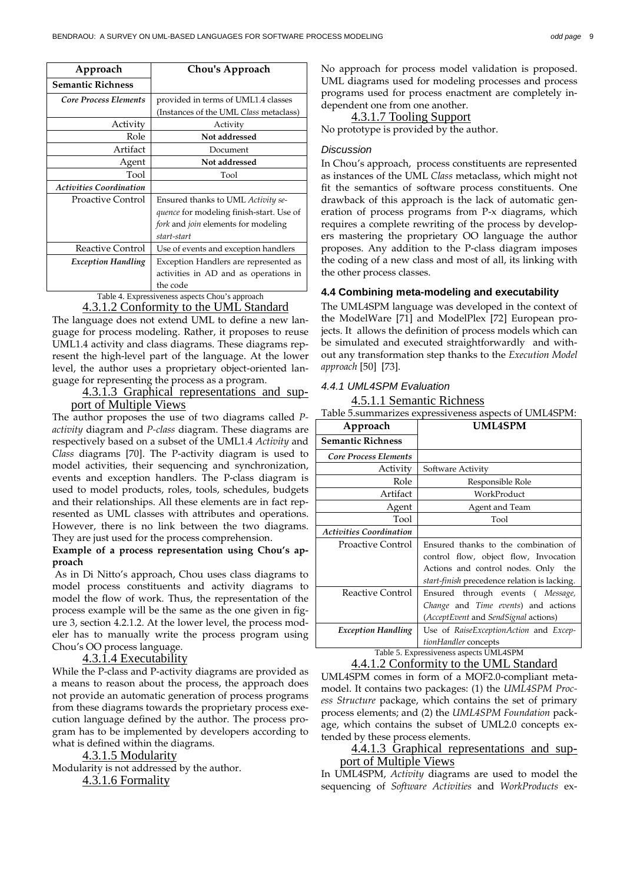| Approach | Chou's Approach |
|---|---|
| **Semantic Richness** | |
| *Core Process Elements* | provided in terms of UML1.4 classes (Instances of the UML *Class* metaclass) |
| Activity | Activity |
| Role | **Not addressed** |
| Artifact | Document |
| Agent | **Not addressed** |
| Tool | Tool |
| *Activities Coordination* | |
| Proactive Control | Ensured thanks to UML *Activity sequence* for modeling finish-start. Use of *fork* and *join* elements for modeling *start-start* |
| Reactive Control | Use of events and exception handlers |
| *Exception Handling* | Exception Handlers are represented as activities in AD and as operations in the code |

Table 4. Expressiveness aspects Chou's approach

#### 4.3.1.2 Conformity to the UML Standard

The language does not extend UML to define a new language for process modeling. Rather, it proposes to reuse UML1.4 activity and class diagrams. These diagrams represent the high-level part of the language. At the lower level, the author uses a proprietary object-oriented language for representing the process as a program.

#### 4.3.1.3 Graphical representations and support of Multiple Views

The author proposes the use of two diagrams called *P-activity* diagram and *P-class* diagram. These diagrams are respectively based on a subset of the UML1.4 *Activity* and *Class* diagrams [70]. The P-activity diagram is used to model activities, their sequencing and synchronization, events and exception handlers. The P-class diagram is used to model products, roles, tools, schedules, budgets and their relationships. All these elements are in fact represented as UML classes with attributes and operations. However, there is no link between the two diagrams. They are just used for the process comprehension.

**Example of a process representation using Chou's approach**

As in Di Nitto's approach, Chou uses class diagrams to model process constituents and activity diagrams to model the flow of work. Thus, the representation of the process example will be the same as the one given in figure 3, section 4.2.1.2. At the lower level, the process modeler has to manually write the process program using Chou's OO process language.

#### 4.3.1.4 Executability

While the P-class and P-activity diagrams are provided as a means to reason about the process, the approach does not provide an automatic generation of process programs from these diagrams towards the proprietary process execution language defined by the author. The process program has to be implemented by developers according to what is defined within the diagrams.

#### 4.3.1.5 Modularity

Modularity is not addressed by the author.

#### 4.3.1.6 Formality

No approach for process model validation is proposed. UML diagrams used for modeling processes and process programs used for process enactment are completely independent one from one another.

#### 4.3.1.7 Tooling Support

No prototype is provided by the author.

*Discussion*

In Chou's approach, process constituents are represented as instances of the UML *Class* metaclass, which might not fit the semantics of software process constituents. One drawback of this approach is the lack of automatic generation of process programs from P-x diagrams, which requires a complete rewriting of the process by developers mastering the proprietary OO language the author proposes. Any addition to the P-class diagram imposes the coding of a new class and most of all, its linking with the other process classes.

### 4.4 Combining meta-modeling and executability

The UML4SPM language was developed in the context of the ModelWare [71] and ModelPlex [72] European projects. It allows the definition of process models which can be simulated and executed straightforwardly and without any transformation step thanks to the *Execution Model approach* [50] [73].

#### *4.4.1 UML4SPM Evaluation*

#### 4.5.1.1 Semantic Richness

Table 5.summarizes expressiveness aspects of UML4SPM:

| Approach | UML4SPM |
|---|---|
| **Semantic Richness** | |
| *Core Process Elements* | |
| Activity | Software Activity |
| Role | Responsible Role |
| Artifact | WorkProduct |
| Agent | Agent and Team |
| Tool | Tool |
| *Activities Coordination* | |
| Proactive Control | Ensured thanks to the combination of control flow, object flow, Invocation Actions and control nodes. Only the *start-finish* precedence relation is lacking. |
| Reactive Control | Ensured through events ( *Message, Change* and *Time events*) and actions (*AcceptEvent* and *SendSignal* actions) |
| *Exception Handling* | Use of *RaiseExceptionAction* and *ExceptionHandler* concepts |

Table 5. Expressiveness aspects UML4SPM

#### 4.4.1.2 Conformity to the UML Standard

UML4SPM comes in form of a MOF2.0-compliant metamodel. It contains two packages: (1) the *UML4SPM Process Structure* package, which contains the set of primary process elements; and (2) the *UML4SPM Foundation* package, which contains the subset of UML2.0 concepts extended by these process elements.

#### 4.4.1.3 Graphical representations and support of Multiple Views

In UML4SPM, *Activity* diagrams are used to model the sequencing of *Software Activities* and *WorkProducts* ex-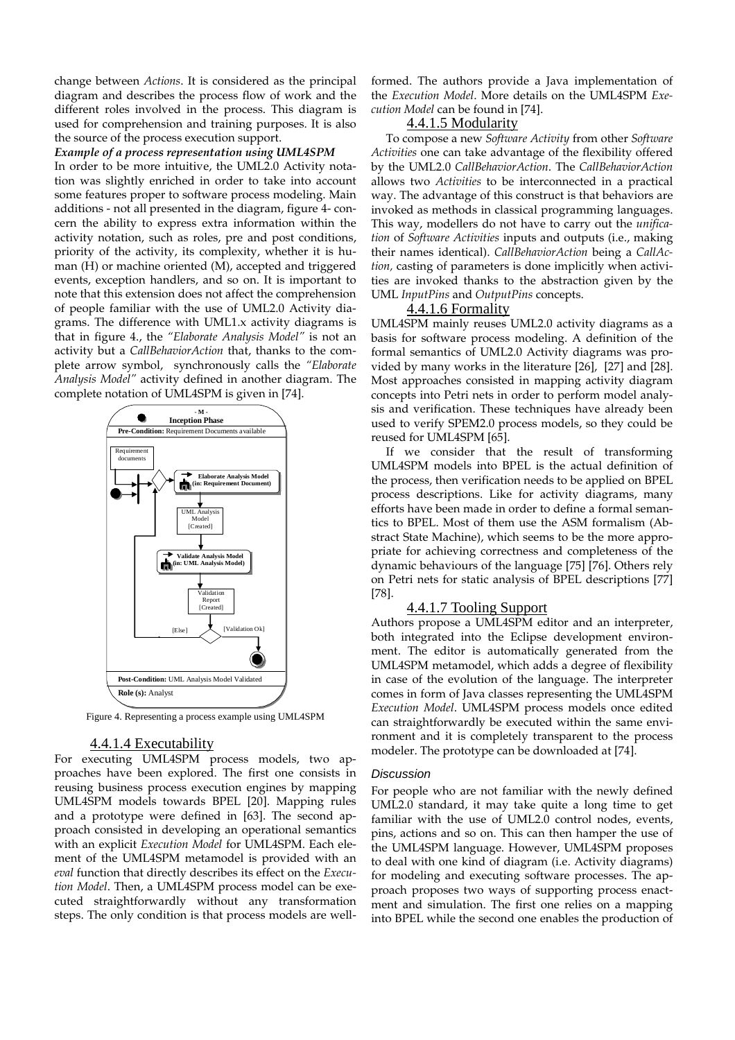change between *Actions*. It is considered as the principal diagram and describes the process flow of work and the different roles involved in the process. This diagram is used for comprehension and training purposes. It is also the source of the process execution support.

***Example of a process representation using UML4SPM***

In order to be more intuitive, the UML2.0 Activity notation was slightly enriched in order to take into account some features proper to software process modeling. Main additions - not all presented in the diagram, figure 4- concern the ability to express extra information within the activity notation, such as roles, pre and post conditions, priority of the activity, its complexity, whether it is human (H) or machine oriented (M), accepted and triggered events, exception handlers, and so on. It is important to note that this extension does not affect the comprehension of people familiar with the use of UML2.0 Activity diagrams. The difference with UML1.x activity diagrams is that in figure 4., the *"Elaborate Analysis Model"* is not an activity but a *CallBehaviorAction* that, thanks to the complete arrow symbol, synchronously calls the *"Elaborate Analysis Model"* activity defined in another diagram. The complete notation of UML4SPM is given in [74].

Figure 4. Representing a process example using UML4SPM

### 4.4.1.4 Executability

For executing UML4SPM process models, two approaches have been explored. The first one consists in reusing business process execution engines by mapping UML4SPM models towards BPEL [20]. Mapping rules and a prototype were defined in [63]. The second approach consisted in developing an operational semantics with an explicit *Execution Model* for UML4SPM. Each element of the UML4SPM metamodel is provided with an *eval* function that directly describes its effect on the *Execution Model*. Then, a UML4SPM process model can be executed straightforwardly without any transformation steps. The only condition is that process models are well-formed. The authors provide a Java implementation of the *Execution Model*. More details on the UML4SPM *Execution Model* can be found in [74].

### 4.4.1.5 Modularity

To compose a new *Software Activity* from other *Software Activities* one can take advantage of the flexibility offered by the UML2.0 *CallBehaviorAction*. The *CallBehaviorAction* allows two *Activities* to be interconnected in a practical way. The advantage of this construct is that behaviors are invoked as methods in classical programming languages. This way, modellers do not have to carry out the *unification* of *Software Activities* inputs and outputs (i.e., making their names identical). *CallBehaviorAction* being a *CallAction*, casting of parameters is done implicitly when activities are invoked thanks to the abstraction given by the UML *InputPins* and *OutputPins* concepts.

### 4.4.1.6 Formality

UML4SPM mainly reuses UML2.0 activity diagrams as a basis for software process modeling. A definition of the formal semantics of UML2.0 Activity diagrams was provided by many works in the literature [26], [27] and [28]. Most approaches consisted in mapping activity diagram concepts into Petri nets in order to perform model analysis and verification. These techniques have already been used to verify SPEM2.0 process models, so they could be reused for UML4SPM [65].

If we consider that the result of transforming UML4SPM models into BPEL is the actual definition of the process, then verification needs to be applied on BPEL process descriptions. Like for activity diagrams, many efforts have been made in order to define a formal semantics to BPEL. Most of them use the ASM formalism (Abstract State Machine), which seems to be the more appropriate for achieving correctness and completeness of the dynamic behaviours of the language [75] [76]. Others rely on Petri nets for static analysis of BPEL descriptions [77] [78].

### 4.4.1.7 Tooling Support

Authors propose a UML4SPM editor and an interpreter, both integrated into the Eclipse development environment. The editor is automatically generated from the UML4SPM metamodel, which adds a degree of flexibility in case of the evolution of the language. The interpreter comes in form of Java classes representing the UML4SPM *Execution Model*. UML4SPM process models once edited can straightforwardly be executed within the same environment and it is completely transparent to the process modeler. The prototype can be downloaded at [74].

#### *Discussion*

For people who are not familiar with the newly defined UML2.0 standard, it may take quite a long time to get familiar with the use of UML2.0 control nodes, events, pins, actions and so on. This can then hamper the use of the UML4SPM language. However, UML4SPM proposes to deal with one kind of diagram (i.e. Activity diagrams) for modeling and executing software processes. The approach proposes two ways of supporting process enactment and simulation. The first one relies on a mapping into BPEL while the second one enables the production of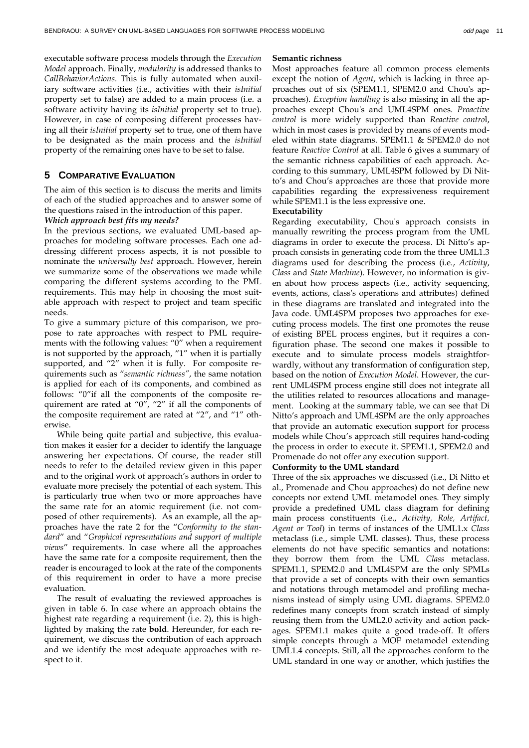executable software process models through the *Execution Model* approach. Finally, *modularity* is addressed thanks to *CallBehaviorActions*. This is fully automated when auxiliary software activities (i.e., activities with their *isInitial* property set to false) are added to a main process (i.e. a software activity having its *isInitial* property set to true). However, in case of composing different processes having all their *isInitial* property set to true, one of them have to be designated as the main process and the *isInitial* property of the remaining ones have to be set to false.

## 5 Comparative Evaluation

The aim of this section is to discuss the merits and limits of each of the studied approaches and to answer some of the questions raised in the introduction of this paper.

***Which approach best fits my needs?***

In the previous sections, we evaluated UML-based approaches for modeling software processes. Each one addressing different process aspects, it is not possible to nominate the *universally best* approach. However, herein we summarize some of the observations we made while comparing the different systems according to the PML requirements. This may help in choosing the most suitable approach with respect to project and team specific needs.

To give a summary picture of this comparison, we propose to rate approaches with respect to PML requirements with the following values: "0" when a requirement is not supported by the approach, "1" when it is partially supported, and "2" when it is fully. For composite requirements such as "*semantic richness*", the same notation is applied for each of its components, and combined as follows: "0"if all the components of the composite requirement are rated at "0", "2" if all the components of the composite requirement are rated at "2", and "1" otherwise.

While being quite partial and subjective, this evaluation makes it easier for a decider to identify the language answering her expectations. Of course, the reader still needs to refer to the detailed review given in this paper and to the original work of approach's authors in order to evaluate more precisely the potential of each system. This is particularly true when two or more approaches have the same rate for an atomic requirement (i.e. not composed of other requirements). As an example, all the approaches have the rate 2 for the "*Conformity to the standard*" and "*Graphical representations and support of multiple views*" requirements. In case where all the approaches have the same rate for a composite requirement, then the reader is encouraged to look at the rate of the components of this requirement in order to have a more precise evaluation.

The result of evaluating the reviewed approaches is given in table 6. In case where an approach obtains the highest rate regarding a requirement (i.e. 2), this is highlighted by making the rate **bold**. Hereunder, for each requirement, we discuss the contribution of each approach and we identify the most adequate approaches with respect to it.

**Semantic richness**

Most approaches feature all common process elements except the notion of *Agent*, which is lacking in three approaches out of six (SPEM1.1, SPEM2.0 and Chou's approaches). *Exception handling* is also missing in all the approaches except Chou's and UML4SPM ones. *Proactive control* is more widely supported than *Reactive control*, which in most cases is provided by means of events modeled within state diagrams. SPEM1.1 & SPEM2.0 do not feature *Reactive Control* at all. Table 6 gives a summary of the semantic richness capabilities of each approach. According to this summary, UML4SPM followed by Di Nitto's and Chou's approaches are those that provide more capabilities regarding the expressiveness requirement while SPEM1.1 is the less expressive one.

**Executability**

Regarding executability, Chou's approach consists in manually rewriting the process program from the UML diagrams in order to execute the process. Di Nitto's approach consists in generating code from the three UML1.3 diagrams used for describing the process (i.e., *Activity*, *Class* and *State Machine*). However, no information is given about how process aspects (i.e., activity sequencing, events, actions, class's operations and attributes) defined in these diagrams are translated and integrated into the Java code. UML4SPM proposes two approaches for executing process models. The first one promotes the reuse of existing BPEL process engines, but it requires a configuration phase. The second one makes it possible to execute and to simulate process models straightforwardly, without any transformation of configuration step, based on the notion of *Execution Model*. However, the current UML4SPM process engine still does not integrate all the utilities related to resources allocations and management. Looking at the summary table, we can see that Di Nitto's approach and UML4SPM are the only approaches that provide an automatic execution support for process models while Chou's approach still requires hand-coding the process in order to execute it. SPEM1.1, SPEM2.0 and Promenade do not offer any execution support.

**Conformity to the UML standard**

Three of the six approaches we discussed (i.e., Di Nitto et al., Promenade and Chou approaches) do not define new concepts nor extend UML metamodel ones. They simply provide a predefined UML class diagram for defining main process constituents (i.e., *Activity, Role, Artifact, Agent or Tool*) in terms of instances of the UML1.x *Class* metaclass (i.e., simple UML classes). Thus, these process elements do not have specific semantics and notations: they borrow them from the UML *Class* metaclass. SPEM1.1, SPEM2.0 and UML4SPM are the only SPMLs that provide a set of concepts with their own semantics and notations through metamodel and profiling mechanisms instead of simply using UML diagrams. SPEM2.0 redefines many concepts from scratch instead of simply reusing them from the UML2.0 activity and action packages. SPEM1.1 makes quite a good trade-off. It offers simple concepts through a MOF metamodel extending UML1.4 concepts. Still, all the approaches conform to the UML standard in one way or another, which justifies the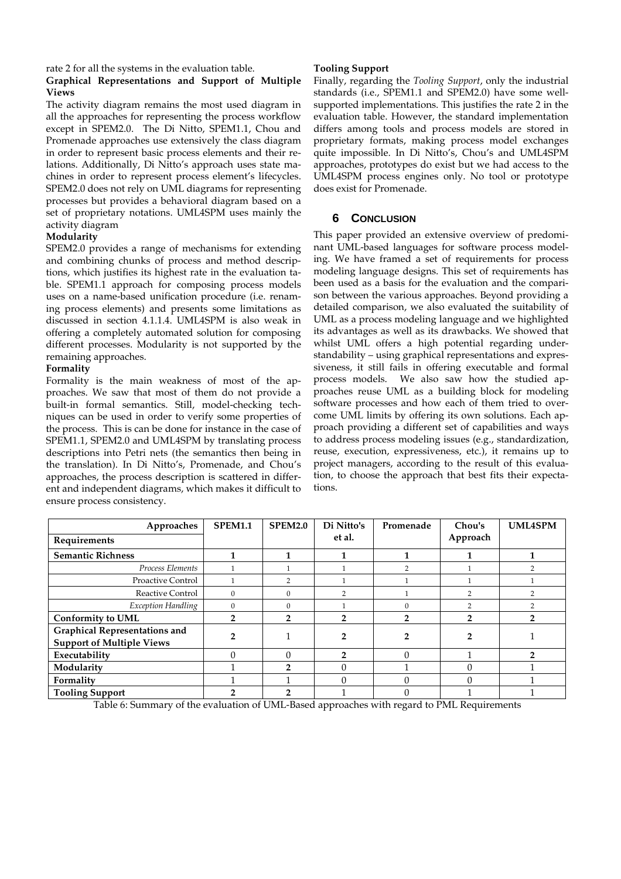rate 2 for all the systems in the evaluation table.

**Graphical Representations and Support of Multiple Views**

The activity diagram remains the most used diagram in all the approaches for representing the process workflow except in SPEM2.0. The Di Nitto, SPEM1.1, Chou and Promenade approaches use extensively the class diagram in order to represent basic process elements and their relations. Additionally, Di Nitto's approach uses state machines in order to represent process element's lifecycles. SPEM2.0 does not rely on UML diagrams for representing processes but provides a behavioral diagram based on a set of proprietary notations. UML4SPM uses mainly the activity diagram

**Modularity**

SPEM2.0 provides a range of mechanisms for extending and combining chunks of process and method descriptions, which justifies its highest rate in the evaluation table. SPEM1.1 approach for composing process models uses on a name-based unification procedure (i.e. renaming process elements) and presents some limitations as discussed in section 4.1.1.4. UML4SPM is also weak in offering a completely automated solution for composing different processes. Modularity is not supported by the remaining approaches.

**Formality**

Formality is the main weakness of most of the approaches. We saw that most of them do not provide a built-in formal semantics. Still, model-checking techniques can be used in order to verify some properties of the process. This is can be done for instance in the case of SPEM1.1, SPEM2.0 and UML4SPM by translating process descriptions into Petri nets (the semantics then being in the translation). In Di Nitto's, Promenade, and Chou's approaches, the process description is scattered in different and independent diagrams, which makes it difficult to ensure process consistency.

**Tooling Support**

Finally, regarding the *Tooling Support*, only the industrial standards (i.e., SPEM1.1 and SPEM2.0) have some well-supported implementations. This justifies the rate 2 in the evaluation table. However, the standard implementation differs among tools and process models are stored in proprietary formats, making process model exchanges quite impossible. In Di Nitto's, Chou's and UML4SPM approaches, prototypes do exist but we had access to the UML4SPM process engines only. No tool or prototype does exist for Promenade.

## 6 Conclusion

This paper provided an extensive overview of predominant UML-based languages for software process modeling. We have framed a set of requirements for process modeling language designs. This set of requirements has been used as a basis for the evaluation and the comparison between the various approaches. Beyond providing a detailed comparison, we also evaluated the suitability of UML as a process modeling language and we highlighted its advantages as well as its drawbacks. We showed that whilst UML offers a high potential regarding understandability – using graphical representations and expressiveness, it still fails in offering executable and formal process models. We also saw how the studied approaches reuse UML as a building block for modeling software processes and how each of them tried to overcome UML limits by offering its own solutions. Each approach providing a different set of capabilities and ways to address process modeling issues (e.g., standardization, reuse, execution, expressiveness, etc.), it remains up to project managers, according to the result of this evaluation, to choose the approach that best fits their expectations.

| Approaches / Requirements | SPEM1.1 | SPEM2.0 | Di Nitto's et al. | Promenade | Chou's Approach | UML4SPM |
|---|---|---|---|---|---|---|
| **Semantic Richness** | **1** | **1** | **1** | **1** | **1** | **1** |
| *Process Elements* | 1 | 1 | 1 | 2 | 1 | 2 |
| Proactive Control | 1 | 2 | 1 | 1 | 1 | 1 |
| Reactive Control | 0 | 0 | 2 | 1 | 2 | 2 |
| *Exception Handling* | 0 | 0 | 1 | 0 | 2 | 2 |
| **Conformity to UML** | **2** | **2** | **2** | **2** | **2** | **2** |
| **Graphical Representations and Support of Multiple Views** | **2** | 1 | **2** | **2** | **2** | 1 |
| **Executability** | 0 | 0 | **2** | 0 | 1 | **2** |
| **Modularity** | 1 | **2** | 0 | 1 | 0 | 1 |
| **Formality** | 1 | 1 | 0 | 0 | 0 | 1 |
| **Tooling Support** | **2** | **2** | 1 | 0 | 1 | 1 |

Table 6: Summary of the evaluation of UML-Based approaches with regard to PML Requirements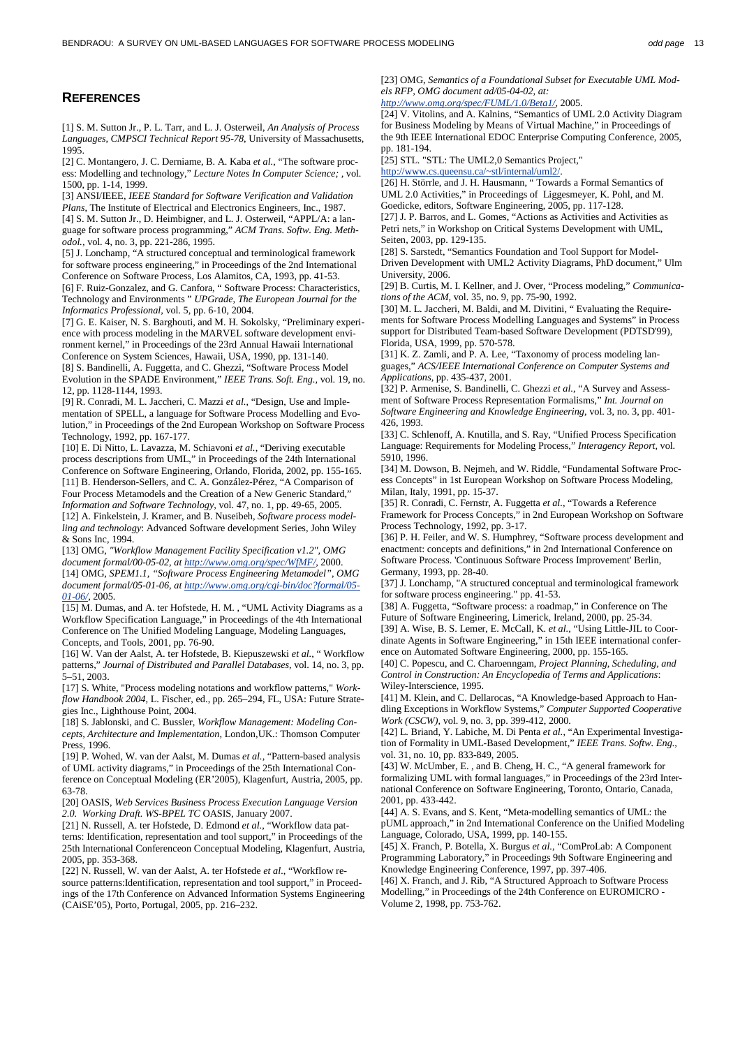## REFERENCES

[1] S. M. Sutton Jr., P. L. Tarr, and L. J. Osterweil, *An Analysis of Process Languages, CMPSCI Technical Report 95-78*, University of Massachusetts, 1995.

[2] C. Montangero, J. C. Derniame, B. A. Kaba *et al.*, "The software process: Modelling and technology," *Lecture Notes In Computer Science;* , vol. 1500, pp. 1-14, 1999.

[3] ANSI/IEEE, *IEEE Standard for Software Verification and Validation Plans*, The Institute of Electrical and Electronics Engineers, Inc., 1987.

[4] S. M. Sutton Jr., D. Heimbigner, and L. J. Osterweil, "APPL/A: a language for software process programming," *ACM Trans. Softw. Eng. Methodol.*, vol. 4, no. 3, pp. 221-286, 1995.

[5] J. Lonchamp, "A structured conceptual and terminological framework for software process engineering," in Proceedings of the 2nd International Conference on Software Process, Los Alamitos, CA, 1993, pp. 41-53.

[6] F. Ruiz-Gonzalez, and G. Canfora, " Software Process: Characteristics, Technology and Environments " *UPGrade, The European Journal for the Informatics Professional*, vol. 5, pp. 6-10, 2004.

[7] G. E. Kaiser, N. S. Barghouti, and M. H. Sokolsky, "Preliminary experience with process modeling in the MARVEL software development environment kernel," in Proceedings of the 23rd Annual Hawaii International Conference on System Sciences, Hawaii, USA, 1990, pp. 131-140.

[8] S. Bandinelli, A. Fuggetta, and C. Ghezzi, "Software Process Model Evolution in the SPADE Environment," *IEEE Trans. Soft. Eng.*, vol. 19, no. 12, pp. 1128-1144, 1993.

[9] R. Conradi, M. L. Jaccheri, C. Mazzi *et al.*, "Design, Use and Implementation of SPELL, a language for Software Process Modelling and Evolution," in Proceedings of the 2nd European Workshop on Software Process Technology, 1992, pp. 167-177.

[10] E. Di Nitto, L. Lavazza, M. Schiavoni *et al.*, "Deriving executable process descriptions from UML," in Proceedings of the 24th International Conference on Software Engineering, Orlando, Florida, 2002, pp. 155-165.

[11] B. Henderson-Sellers, and C. A. González-Pérez, "A Comparison of Four Process Metamodels and the Creation of a New Generic Standard," *Information and Software Technology*, vol. 47, no. 1, pp. 49-65, 2005.

[12] A. Finkelstein, J. Kramer, and B. Nuseibeh, *Software process modelling and technology*: Advanced Software development Series, John Wiley & Sons Inc, 1994.

[13] OMG, *"Workflow Management Facility Specification v1.2", OMG document formal/00-05-02, at http://www.omg.org/spec/WfMF/*, 2000.

[14] OMG, *SPEM1.1, "Software Process Engineering Metamodel", OMG document formal/05-01-06, at http://www.omg.org/cgi-bin/doc?formal/05-01-06/*, 2005.

[15] M. Dumas, and A. ter Hofstede, H. M. , "UML Activity Diagrams as a Workflow Specification Language," in Proceedings of the 4th International Conference on The Unified Modeling Language, Modeling Languages, Concepts, and Tools, 2001, pp. 76-90.

[16] W. Van der Aalst, A. ter Hofstede, B. Kiepuszewski *et al.*, " Workflow patterns," *Journal of Distributed and Parallel Databases*, vol. 14, no. 3, pp. 5–51, 2003.

[17] S. White, "Process modeling notations and workflow patterns," *Workflow Handbook 2004*, L. Fischer, ed., pp. 265–294, FL, USA: Future Strategies Inc., Lighthouse Point, 2004.

[18] S. Jablonski, and C. Bussler, *Workflow Management: Modeling Concepts, Architecture and Implementation*, London,UK.: Thomson Computer Press, 1996.

[19] P. Wohed, W. van der Aalst, M. Dumas *et al.*, "Pattern-based analysis of UML activity diagrams," in Proceedings of the 25th International Conference on Conceptual Modeling (ER'2005), Klagenfurt, Austria, 2005, pp. 63-78.

[20] OASIS, *Web Services Business Process Execution Language Version 2.0. Working Draft. WS-BPEL TC* OASIS, January 2007.

[21] N. Russell, A. ter Hofstede, D. Edmond *et al.*, "Workflow data patterns: Identification, representation and tool support," in Proceedings of the 25th International Conferenceon Conceptual Modeling, Klagenfurt, Austria, 2005, pp. 353-368.

[22] N. Russell, W. van der Aalst, A. ter Hofstede *et al.*, "Workflow resource patterns:Identification, representation and tool support," in Proceedings of the 17th Conference on Advanced Information Systems Engineering (CAiSE'05), Porto, Portugal, 2005, pp. 216–232.

[23] OMG, *Semantics of a Foundational Subset for Executable UML Models RFP, OMG document ad/05-04-02, at: http://www.omg.org/spec/FUML/1.0/Beta1/*, 2005.

[24] V. Vitolins, and A. Kalnins, "Semantics of UML 2.0 Activity Diagram for Business Modeling by Means of Virtual Machine," in Proceedings of the 9th IEEE International EDOC Enterprise Computing Conference, 2005, pp. 181-194.

[25] STL. "STL: The UML2,0 Semantics Project," http://www.cs.queensu.ca/~stl/internal/uml2/.

[26] H. Störrle, and J. H. Hausmann, " Towards a Formal Semantics of UML 2.0 Activities," in Proceedings of Liggesmeyer, K. Pohl, and M. Goedicke, editors, Software Engineering, 2005, pp. 117-128.

[27] J. P. Barros, and L. Gomes, "Actions as Activities and Activities as Petri nets," in Workshop on Critical Systems Development with UML, Seiten, 2003, pp. 129-135.

[28] S. Sarstedt, "Semantics Foundation and Tool Support for Model-Driven Development with UML2 Activity Diagrams, PhD document," Ulm University, 2006.

[29] B. Curtis, M. I. Kellner, and J. Over, "Process modeling," *Communications of the ACM*, vol. 35, no. 9, pp. 75-90, 1992.

[30] M. L. Jaccheri, M. Baldi, and M. Divitini, " Evaluating the Requirements for Software Process Modelling Languages and Systems" in Process support for Distributed Team-based Software Development (PDTSD'99), Florida, USA, 1999, pp. 570-578.

[31] K. Z. Zamli, and P. A. Lee, "Taxonomy of process modeling languages," *ACS/IEEE International Conference on Computer Systems and Applications*, pp. 435-437, 2001.

[32] P. Armenise, S. Bandinelli, C. Ghezzi *et al.*, "A Survey and Assessment of Software Process Representation Formalisms," *Int. Journal on Software Engineering and Knowledge Engineering*, vol. 3, no. 3, pp. 401-426, 1993.

[33] C. Schlenoff, A. Knutilla, and S. Ray, "Unified Process Specification Language: Requirements for Modeling Process," *Interagency Report*, vol. 5910, 1996.

[34] M. Dowson, B. Nejmeh, and W. Riddle, "Fundamental Software Process Concepts" in 1st European Workshop on Software Process Modeling, Milan, Italy, 1991, pp. 15-37.

[35] R. Conradi, C. Fernstr, A. Fuggetta *et al.*, "Towards a Reference Framework for Process Concepts," in 2nd European Workshop on Software Process Technology, 1992, pp. 3-17.

[36] P. H. Feiler, and W. S. Humphrey, "Software process development and enactment: concepts and definitions," in 2nd International Conference on Software Process. 'Continuous Software Process Improvement' Berlin, Germany, 1993, pp. 28-40.

[37] J. Lonchamp, "A structured conceptual and terminological framework for software process engineering." pp. 41-53.

[38] A. Fuggetta, "Software process: a roadmap," in Conference on The Future of Software Engineering, Limerick, Ireland, 2000, pp. 25-34.

[39] A. Wise, B. S. Lerner, E. McCall, K. *et al.*, "Using Little-JIL to Coordinate Agents in Software Engineering," in 15th IEEE international conference on Automated Software Engineering, 2000, pp. 155-165.

[40] C. Popescu, and C. Charoenngam, *Project Planning, Scheduling, and Control in Construction: An Encyclopedia of Terms and Applications*: Wiley-Interscience, 1995.

[41] M. Klein, and C. Dellarocas, "A Knowledge-based Approach to Handling Exceptions in Workflow Systems," *Computer Supported Cooperative Work (CSCW)*, vol. 9, no. 3, pp. 399-412, 2000.

[42] L. Briand, Y. Labiche, M. Di Penta *et al.*, "An Experimental Investigation of Formality in UML-Based Development," *IEEE Trans. Softw. Eng.*, vol. 31, no. 10, pp. 833-849, 2005.

[43] W. McUmber, E. , and B. Cheng, H. C., "A general framework for formalizing UML with formal languages," in Proceedings of the 23rd International Conference on Software Engineering, Toronto, Ontario, Canada, 2001, pp. 433-442.

[44] A. S. Evans, and S. Kent, "Meta-modelling semantics of UML: the pUML approach," in 2nd International Conference on the Unified Modeling Language, Colorado, USA, 1999, pp. 140-155.

[45] X. Franch, P. Botella, X. Burgus *et al.*, "ComProLab: A Component Programming Laboratory," in Proceedings 9th Software Engineering and Knowledge Engineering Conference, 1997, pp. 397-406.

[46] X. Franch, and J. Rib, "A Structured Approach to Software Process Modelling," in Proceedings of the 24th Conference on EUROMICRO - Volume 2, 1998, pp. 753-762.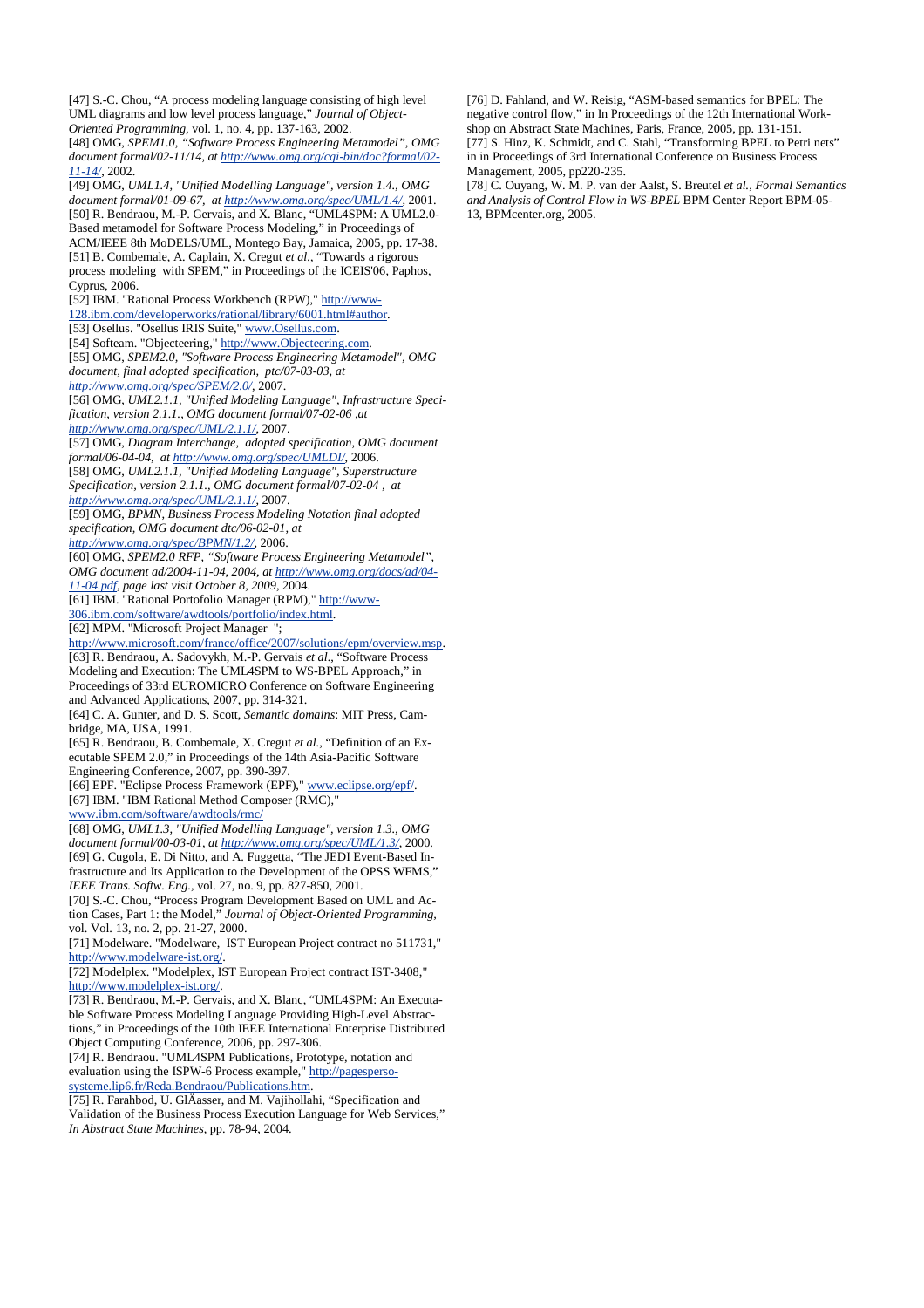[47] S.-C. Chou, “A process modeling language consisting of high level UML diagrams and low level process language,” *Journal of Object-Oriented Programming*, vol. 1, no. 4, pp. 137-163, 2002.

[48] OMG, *SPEM1.0, "Software Process Engineering Metamodel", OMG document formal/02-11/14, at http://www.omg.org/cgi-bin/doc?formal/02-11-14/*, 2002.

[49] OMG, *UML1.4, "Unified Modelling Language", version 1.4., OMG document formal/01-09-67, at http://www.omg.org/spec/UML/1.4/*, 2001.

[50] R. Bendraou, M.-P. Gervais, and X. Blanc, “UML4SPM: A UML2.0-Based metamodel for Software Process Modeling,” in Proceedings of ACM/IEEE 8th MoDELS/UML, Montego Bay, Jamaica, 2005, pp. 17-38.

[51] B. Combemale, A. Caplain, X. Cregut *et al.*, “Towards a rigorous process modeling with SPEM,” in Proceedings of the ICEIS'06, Paphos, Cyprus, 2006.

[52] IBM. "Rational Process Workbench (RPW)," http://www-128.ibm.com/developerworks/rational/library/6001.html#author.

[53] Osellus. "Osellus IRIS Suite," www.Osellus.com.

[54] Softeam. "Objecteering," http://www.Objecteering.com.

[55] OMG, *SPEM2.0, "Software Process Engineering Metamodel", OMG document, final adopted specification, ptc/07-03-03, at http://www.omg.org/spec/SPEM/2.0/*, 2007.

[56] OMG, *UML2.1.1, "Unified Modeling Language", Infrastructure Specification, version 2.1.1., OMG document formal/07-02-06 ,at http://www.omg.org/spec/UML/2.1.1/*, 2007.

[57] OMG, *Diagram Interchange, adopted specification, OMG document formal/06-04-04, at http://www.omg.org/spec/UMLDI/*, 2006.

[58] OMG, *UML2.1.1, "Unified Modeling Language", Superstructure Specification, version 2.1.1., OMG document formal/07-02-04 , at http://www.omg.org/spec/UML/2.1.1/*, 2007.

[59] OMG, *BPMN, Business Process Modeling Notation final adopted specification, OMG document dtc/06-02-01, at http://www.omg.org/spec/BPMN/1.2/*, 2006.

[60] OMG, *SPEM2.0 RFP, "Software Process Engineering Metamodel", OMG document ad/2004-11-04, 2004, at http://www.omg.org/docs/ad/04-11-04.pdf, page last visit October 8, 2009*, 2004.

[61] IBM. "Rational Portofolio Manager (RPM)," http://www-306.ibm.com/software/awdtools/portfolio/index.html.

[62] MPM. "Microsoft Project Manager "; http://www.microsoft.com/france/office/2007/solutions/epm/overview.msp.

[63] R. Bendraou, A. Sadovykh, M.-P. Gervais *et al.*, “Software Process Modeling and Execution: The UML4SPM to WS-BPEL Approach,” in Proceedings of 33rd EUROMICRO Conference on Software Engineering and Advanced Applications, 2007, pp. 314-321.

[64] C. A. Gunter, and D. S. Scott, *Semantic domains*: MIT Press, Cambridge, MA, USA, 1991.

[65] R. Bendraou, B. Combemale, X. Cregut *et al.*, “Definition of an Executable SPEM 2.0,” in Proceedings of the 14th Asia-Pacific Software Engineering Conference, 2007, pp. 390-397.

[66] EPF. "Eclipse Process Framework (EPF)," www.eclipse.org/epf/.

[67] IBM. "IBM Rational Method Composer (RMC)," www.ibm.com/software/awdtools/rmc/

[68] OMG, *UML1.3, "Unified Modelling Language", version 1.3., OMG document formal/00-03-01, at http://www.omg.org/spec/UML/1.3/*, 2000.

[69] G. Cugola, E. Di Nitto, and A. Fuggetta, “The JEDI Event-Based Infrastructure and Its Application to the Development of the OPSS WFMS,” *IEEE Trans. Softw. Eng.*, vol. 27, no. 9, pp. 827-850, 2001.

[70] S.-C. Chou, “Process Program Development Based on UML and Action Cases, Part 1: the Model,” *Journal of Object-Oriented Programming*, vol. Vol. 13, no. 2, pp. 21-27, 2000.

[71] Modelware. "Modelware, IST European Project contract no 511731," http://www.modelware-ist.org/.

[72] Modelplex. "Modelplex, IST European Project contract IST-3408," http://www.modelplex-ist.org/.

[73] R. Bendraou, M.-P. Gervais, and X. Blanc, “UML4SPM: An Executable Software Process Modeling Language Providing High-Level Abstractions,” in Proceedings of the 10th IEEE International Enterprise Distributed Object Computing Conference, 2006, pp. 297-306.

[74] R. Bendraou. "UML4SPM Publications, Prototype, notation and evaluation using the ISPW-6 Process example," http://pagesperso-systeme.lip6.fr/Reda.Bendraou/Publications.htm.

[75] R. Farahbod, U. GlÃasser, and M. Vajihollahi, “Specification and Validation of the Business Process Execution Language for Web Services,” *In Abstract State Machines*, pp. 78-94, 2004.

[76] D. Fahland, and W. Reisig, “ASM-based semantics for BPEL: The negative control flow,” in In Proceedings of the 12th International Workshop on Abstract State Machines, Paris, France, 2005, pp. 131-151.

[77] S. Hinz, K. Schmidt, and C. Stahl, “Transforming BPEL to Petri nets” in in Proceedings of 3rd International Conference on Business Process Management, 2005, pp220-235.

[78] C. Ouyang, W. M. P. van der Aalst, S. Breutel *et al.*, *Formal Semantics and Analysis of Control Flow in WS-BPEL* BPM Center Report BPM-05-13, BPMcenter.org, 2005.